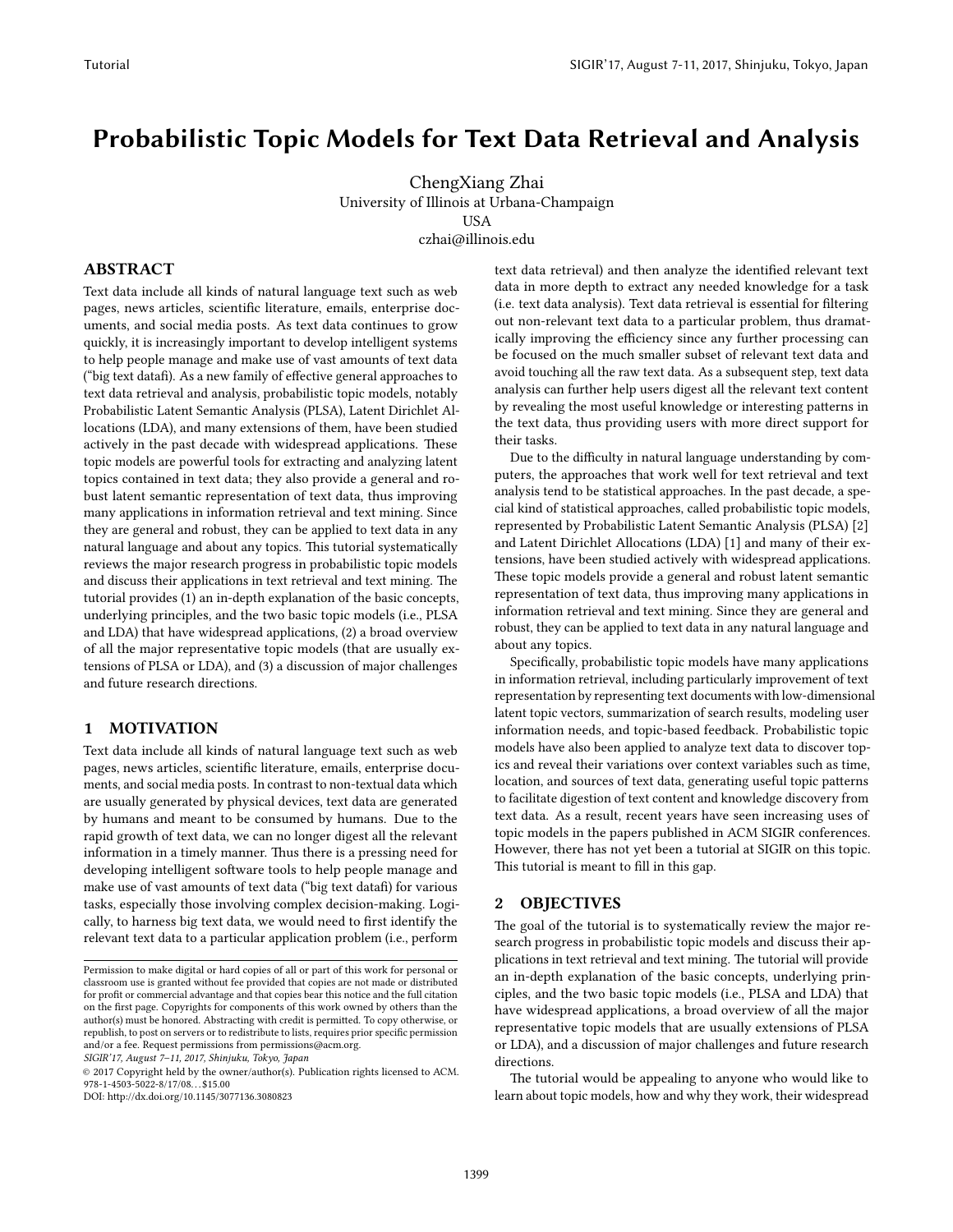# Probabilistic Topic Models for Text Data Retrieval and Analysis

ChengXiang Zhai
University of Illinois at Urbana-Champaign
USA
czhai@illinois.edu

## ABSTRACT

Text data include all kinds of natural language text such as web pages, news articles, scientific literature, emails, enterprise documents, and social media posts. As text data continues to grow quickly, it is increasingly important to develop intelligent systems to help people manage and make use of vast amounts of text data ("big text datafi). As a new family of effective general approaches to text data retrieval and analysis, probabilistic topic models, notably Probabilistic Latent Semantic Analysis (PLSA), Latent Dirichlet Allocations (LDA), and many extensions of them, have been studied actively in the past decade with widespread applications. These topic models are powerful tools for extracting and analyzing latent topics contained in text data; they also provide a general and robust latent semantic representation of text data, thus improving many applications in information retrieval and text mining. Since they are general and robust, they can be applied to text data in any natural language and about any topics. This tutorial systematically reviews the major research progress in probabilistic topic models and discuss their applications in text retrieval and text mining. The tutorial provides (1) an in-depth explanation of the basic concepts, underlying principles, and the two basic topic models (i.e., PLSA and LDA) that have widespread applications, (2) a broad overview of all the major representative topic models (that are usually extensions of PLSA or LDA), and (3) a discussion of major challenges and future research directions.

## 1 MOTIVATION

Text data include all kinds of natural language text such as web pages, news articles, scientific literature, emails, enterprise documents, and social media posts. In contrast to non-textual data which are usually generated by physical devices, text data are generated by humans and meant to be consumed by humans. Due to the rapid growth of text data, we can no longer digest all the relevant information in a timely manner. Thus there is a pressing need for developing intelligent software tools to help people manage and make use of vast amounts of text data ("big text datafi) for various tasks, especially those involving complex decision-making. Logically, to harness big text data, we would need to first identify the relevant text data to a particular application problem (i.e., perform text data retrieval) and then analyze the identified relevant text data in more depth to extract any needed knowledge for a task (i.e. text data analysis). Text data retrieval is essential for filtering out non-relevant text data to a particular problem, thus dramatically improving the efficiency since any further processing can be focused on the much smaller subset of relevant text data and avoid touching all the raw text data. As a subsequent step, text data analysis can further help users digest all the relevant text content by revealing the most useful knowledge or interesting patterns in the text data, thus providing users with more direct support for their tasks.

Due to the difficulty in natural language understanding by computers, the approaches that work well for text retrieval and text analysis tend to be statistical approaches. In the past decade, a special kind of statistical approaches, called probabilistic topic models, represented by Probabilistic Latent Semantic Analysis (PLSA) [2] and Latent Dirichlet Allocations (LDA) [1] and many of their extensions, have been studied actively with widespread applications. These topic models provide a general and robust latent semantic representation of text data, thus improving many applications in information retrieval and text mining. Since they are general and robust, they can be applied to text data in any natural language and about any topics.

Specifically, probabilistic topic models have many applications in information retrieval, including particularly improvement of text representation by representing text documents with low-dimensional latent topic vectors, summarization of search results, modeling user information needs, and topic-based feedback. Probabilistic topic models have also been applied to analyze text data to discover topics and reveal their variations over context variables such as time, location, and sources of text data, generating useful topic patterns to facilitate digestion of text content and knowledge discovery from text data. As a result, recent years have seen increasing uses of topic models in the papers published in ACM SIGIR conferences. However, there has not yet been a tutorial at SIGIR on this topic. This tutorial is meant to fill in this gap.

## 2 OBJECTIVES

The goal of the tutorial is to systematically review the major research progress in probabilistic topic models and discuss their applications in text retrieval and text mining. The tutorial will provide an in-depth explanation of the basic concepts, underlying principles, and the two basic topic models (i.e., PLSA and LDA) that have widespread applications, a broad overview of all the major representative topic models that are usually extensions of PLSA or LDA), and a discussion of major challenges and future research directions.

The tutorial would be appealing to anyone who would like to learn about topic models, how and why they work, their widespread

---

Permission to make digital or hard copies of all or part of this work for personal or classroom use is granted without fee provided that copies are not made or distributed for profit or commercial advantage and that copies bear this notice and the full citation on the first page. Copyrights for components of this work owned by others than the author(s) must be honored. Abstracting with credit is permitted. To copy otherwise, or republish, to post on servers or to redistribute to lists, requires prior specific permission and/or a fee. Request permissions from permissions@acm.org.

*SIGIR'17, August 7–11, 2017, Shinjuku, Tokyo, Japan*

© 2017 Copyright held by the owner/author(s). Publication rights licensed to ACM. 978-1-4503-5022-8/17/08…$15.00

DOI: http://dx.doi.org/10.1145/3077136.3080823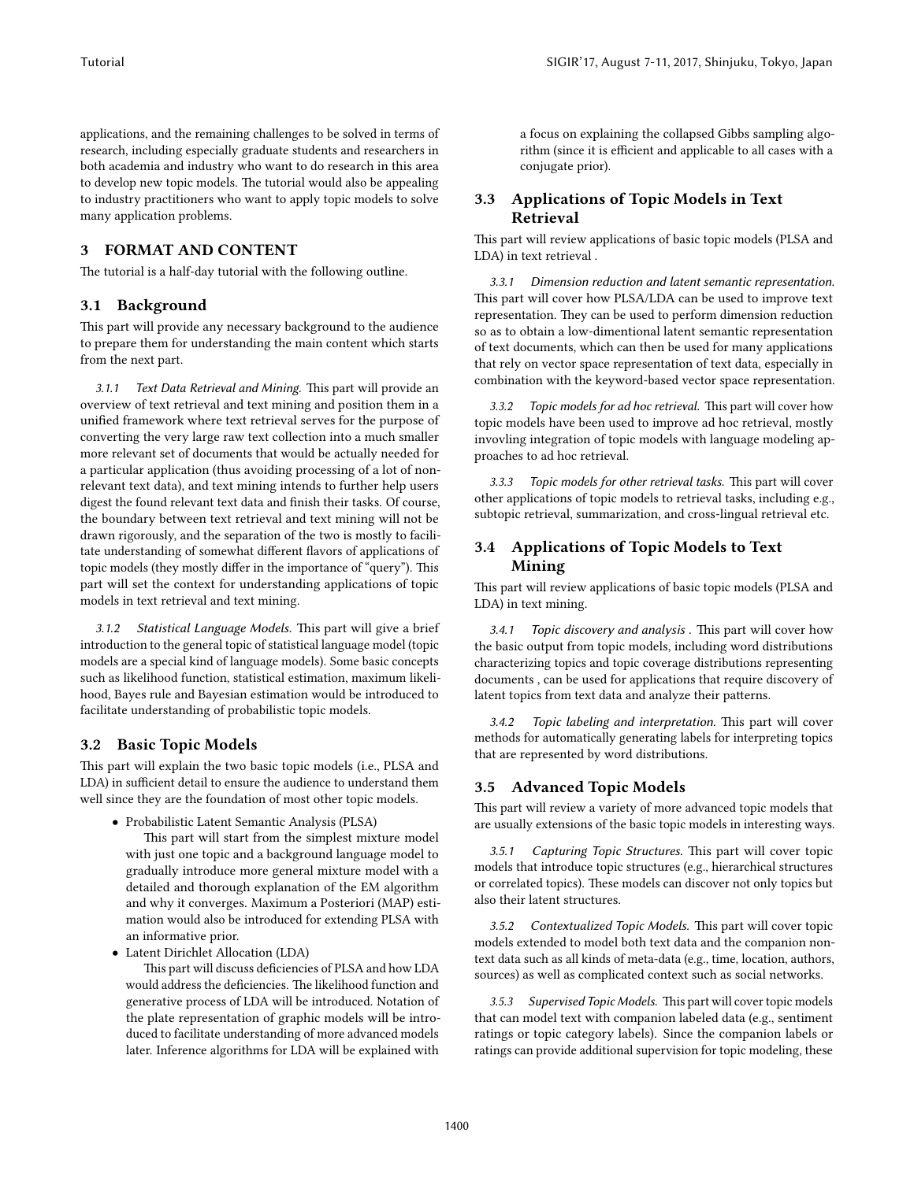applications, and the remaining challenges to be solved in terms of research, including especially graduate students and researchers in both academia and industry who want to do research in this area to develop new topic models. The tutorial would also be appealing to industry practitioners who want to apply topic models to solve many application problems.

## 3 FORMAT AND CONTENT

The tutorial is a half-day tutorial with the following outline.

### 3.1 Background

This part will provide any necessary background to the audience to prepare them for understanding the main content which starts from the next part.

*3.1.1 Text Data Retrieval and Mining.* This part will provide an overview of text retrieval and text mining and position them in a unified framework where text retrieval serves for the purpose of converting the very large raw text collection into a much smaller more relevant set of documents that would be actually needed for a particular application (thus avoiding processing of a lot of non-relevant text data), and text mining intends to further help users digest the found relevant text data and finish their tasks. Of course, the boundary between text retrieval and text mining will not be drawn rigorously, and the separation of the two is mostly to facilitate understanding of somewhat different flavors of applications of topic models (they mostly differ in the importance of "query"). This part will set the context for understanding applications of topic models in text retrieval and text mining.

*3.1.2 Statistical Language Models.* This part will give a brief introduction to the general topic of statistical language model (topic models are a special kind of language models). Some basic concepts such as likelihood function, statistical estimation, maximum likelihood, Bayes rule and Bayesian estimation would be introduced to facilitate understanding of probabilistic topic models.

### 3.2 Basic Topic Models

This part will explain the two basic topic models (i.e., PLSA and LDA) in sufficient detail to ensure the audience to understand them well since they are the foundation of most other topic models.

- Probabilistic Latent Semantic Analysis (PLSA)
  This part will start from the simplest mixture model with just one topic and a background language model to gradually introduce more general mixture model with a detailed and thorough explanation of the EM algorithm and why it converges. Maximum a Posteriori (MAP) estimation would also be introduced for extending PLSA with an informative prior.
- Latent Dirichlet Allocation (LDA)
  This part will discuss deficiencies of PLSA and how LDA would address the deficiencies. The likelihood function and generative process of LDA will be introduced. Notation of the plate representation of graphic models will be introduced to facilitate understanding of more advanced models later. Inference algorithms for LDA will be explained with a focus on explaining the collapsed Gibbs sampling algorithm (since it is efficient and applicable to all cases with a conjugate prior).

### 3.3 Applications of Topic Models in Text Retrieval

This part will review applications of basic topic models (PLSA and LDA) in text retrieval .

*3.3.1 Dimension reduction and latent semantic representation.* This part will cover how PLSA/LDA can be used to improve text representation. They can be used to perform dimension reduction so as to obtain a low-dimentional latent semantic representation of text documents, which can then be used for many applications that rely on vector space representation of text data, especially in combination with the keyword-based vector space representation.

*3.3.2 Topic models for ad hoc retrieval.* This part will cover how topic models have been used to improve ad hoc retrieval, mostly invovling integration of topic models with language modeling approaches to ad hoc retrieval.

*3.3.3 Topic models for other retrieval tasks.* This part will cover other applications of topic models to retrieval tasks, including e.g., subtopic retrieval, summarization, and cross-lingual retrieval etc.

### 3.4 Applications of Topic Models to Text Mining

This part will review applications of basic topic models (PLSA and LDA) in text mining.

*3.4.1 Topic discovery and analysis .* This part will cover how the basic output from topic models, including word distributions characterizing topics and topic coverage distributions representing documents , can be used for applications that require discovery of latent topics from text data and analyze their patterns.

*3.4.2 Topic labeling and interpretation.* This part will cover methods for automatically generating labels for interpreting topics that are represented by word distributions.

### 3.5 Advanced Topic Models

This part will review a variety of more advanced topic models that are usually extensions of the basic topic models in interesting ways.

*3.5.1 Capturing Topic Structures.* This part will cover topic models that introduce topic structures (e.g., hierarchical structures or correlated topics). These models can discover not only topics but also their latent structures.

*3.5.2 Contextualized Topic Models.* This part will cover topic models extended to model both text data and the companion non-text data such as all kinds of meta-data (e.g., time, location, authors, sources) as well as complicated context such as social networks.

*3.5.3 Supervised Topic Models.* This part will cover topic models that can model text with companion labeled data (e.g., sentiment ratings or topic category labels). Since the companion labels or ratings can provide additional supervision for topic modeling, these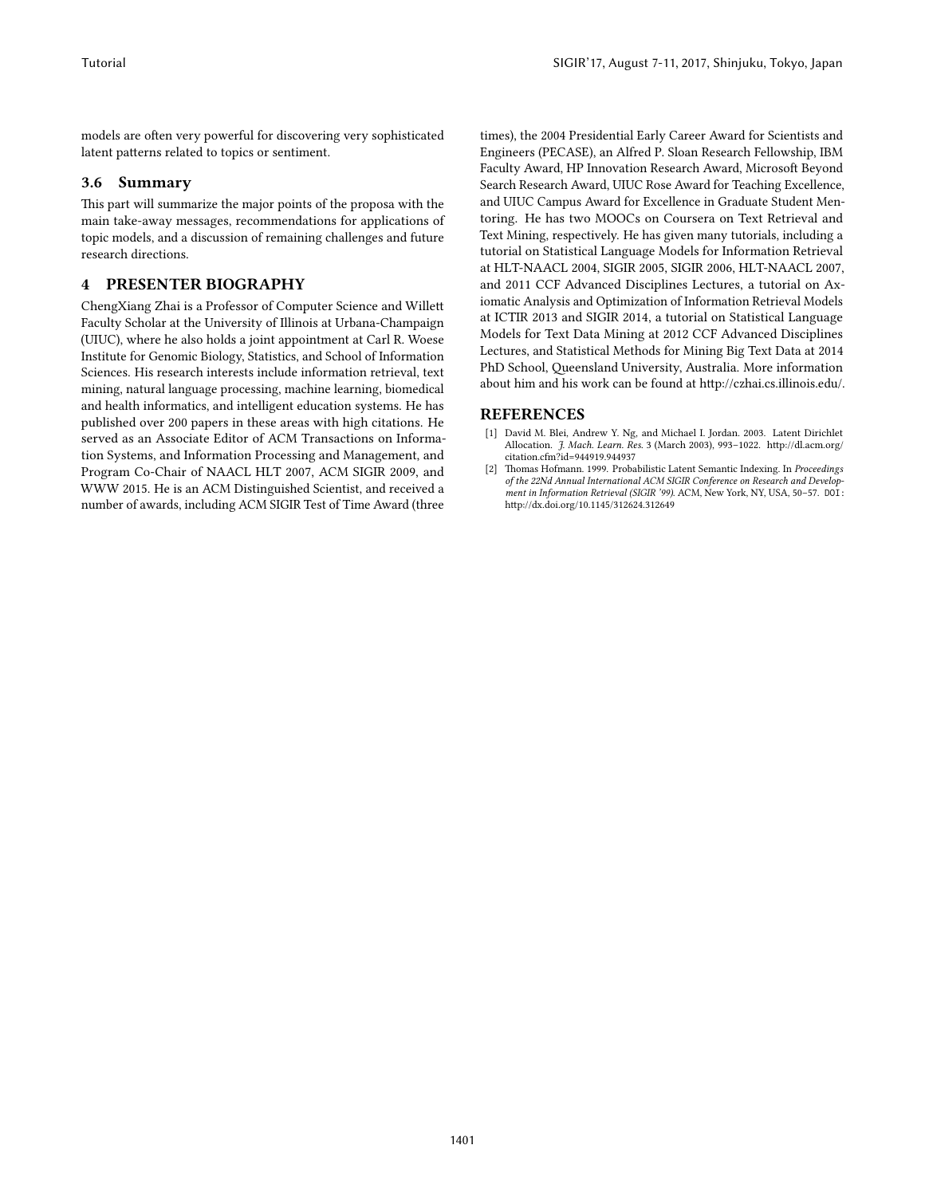models are often very powerful for discovering very sophisticated latent patterns related to topics or sentiment.

### 3.6 Summary

This part will summarize the major points of the proposa with the main take-away messages, recommendations for applications of topic models, and a discussion of remaining challenges and future research directions.

## 4 PRESENTER BIOGRAPHY

ChengXiang Zhai is a Professor of Computer Science and Willett Faculty Scholar at the University of Illinois at Urbana-Champaign (UIUC), where he also holds a joint appointment at Carl R. Woese Institute for Genomic Biology, Statistics, and School of Information Sciences. His research interests include information retrieval, text mining, natural language processing, machine learning, biomedical and health informatics, and intelligent education systems. He has published over 200 papers in these areas with high citations. He served as an Associate Editor of ACM Transactions on Information Systems, and Information Processing and Management, and Program Co-Chair of NAACL HLT 2007, ACM SIGIR 2009, and WWW 2015. He is an ACM Distinguished Scientist, and received a number of awards, including ACM SIGIR Test of Time Award (three times), the 2004 Presidential Early Career Award for Scientists and Engineers (PECASE), an Alfred P. Sloan Research Fellowship, IBM Faculty Award, HP Innovation Research Award, Microsoft Beyond Search Research Award, UIUC Rose Award for Teaching Excellence, and UIUC Campus Award for Excellence in Graduate Student Mentoring. He has two MOOCs on Coursera on Text Retrieval and Text Mining, respectively. He has given many tutorials, including a tutorial on Statistical Language Models for Information Retrieval at HLT-NAACL 2004, SIGIR 2005, SIGIR 2006, HLT-NAACL 2007, and 2011 CCF Advanced Disciplines Lectures, a tutorial on Axiomatic Analysis and Optimization of Information Retrieval Models at ICTIR 2013 and SIGIR 2014, a tutorial on Statistical Language Models for Text Data Mining at 2012 CCF Advanced Disciplines Lectures, and Statistical Methods for Mining Big Text Data at 2014 PhD School, Queensland University, Australia. More information about him and his work can be found at http://czhai.cs.illinois.edu/.

## REFERENCES

[1] David M. Blei, Andrew Y. Ng, and Michael I. Jordan. 2003. Latent Dirichlet Allocation. *J. Mach. Learn. Res.* 3 (March 2003), 993–1022. http://dl.acm.org/citation.cfm?id=944919.944937

[2] Thomas Hofmann. 1999. Probabilistic Latent Semantic Indexing. In *Proceedings of the 22Nd Annual International ACM SIGIR Conference on Research and Development in Information Retrieval (SIGIR '99)*. ACM, New York, NY, USA, 50–57. DOI: http://dx.doi.org/10.1145/312624.312649